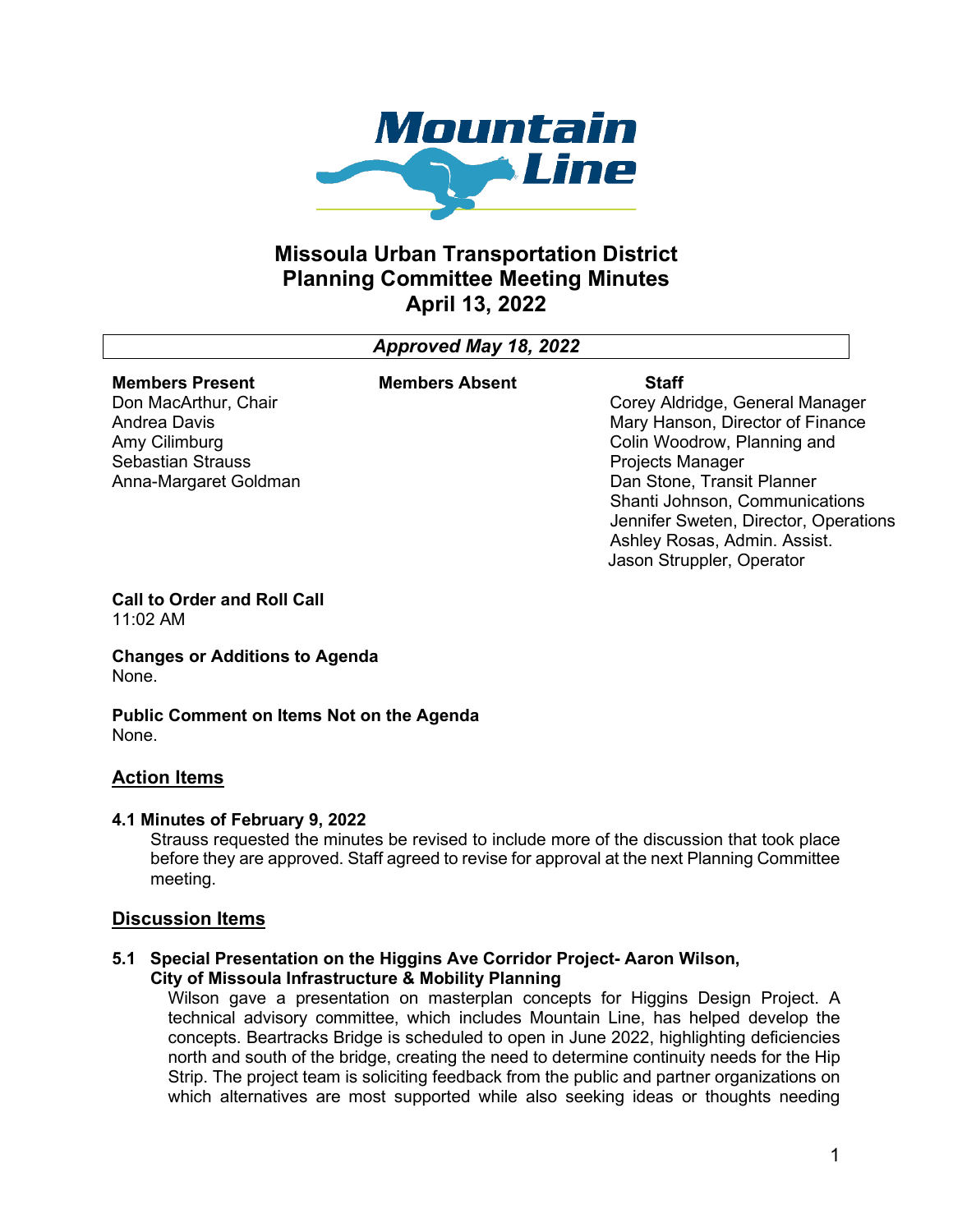# Missoula Urban Transportation District Planning Committee Meeting Minutes April 13, 2022

*Approved May 18, 2022*

| Members Present | Members Absent | Staff |
|---|---|---|
| Don MacArthur, Chair | | Corey Aldridge, General Manager |
| Andrea Davis | | Mary Hanson, Director of Finance |
| Amy Cilimburg | | Colin Woodrow, Planning and Projects Manager |
| Sebastian Strauss | | Dan Stone, Transit Planner |
| Anna-Margaret Goldman | | Shanti Johnson, Communications |
| | | Jennifer Sweten, Director, Operations |
| | | Ashley Rosas, Admin. Assist. |
| | | Jason Struppler, Operator |

**Call to Order and Roll Call**
11:02 AM

**Changes or Additions to Agenda**
None.

**Public Comment on Items Not on the Agenda**
None.

## Action Items

**4.1 Minutes of February 9, 2022**

Strauss requested the minutes be revised to include more of the discussion that took place before they are approved. Staff agreed to revise for approval at the next Planning Committee meeting.

## Discussion Items

**5.1 Special Presentation on the Higgins Ave Corridor Project- Aaron Wilson, City of Missoula Infrastructure & Mobility Planning**

Wilson gave a presentation on masterplan concepts for Higgins Design Project. A technical advisory committee, which includes Mountain Line, has helped develop the concepts. Beartracks Bridge is scheduled to open in June 2022, highlighting deficiencies north and south of the bridge, creating the need to determine continuity needs for the Hip Strip. The project team is soliciting feedback from the public and partner organizations on which alternatives are most supported while also seeking ideas or thoughts needing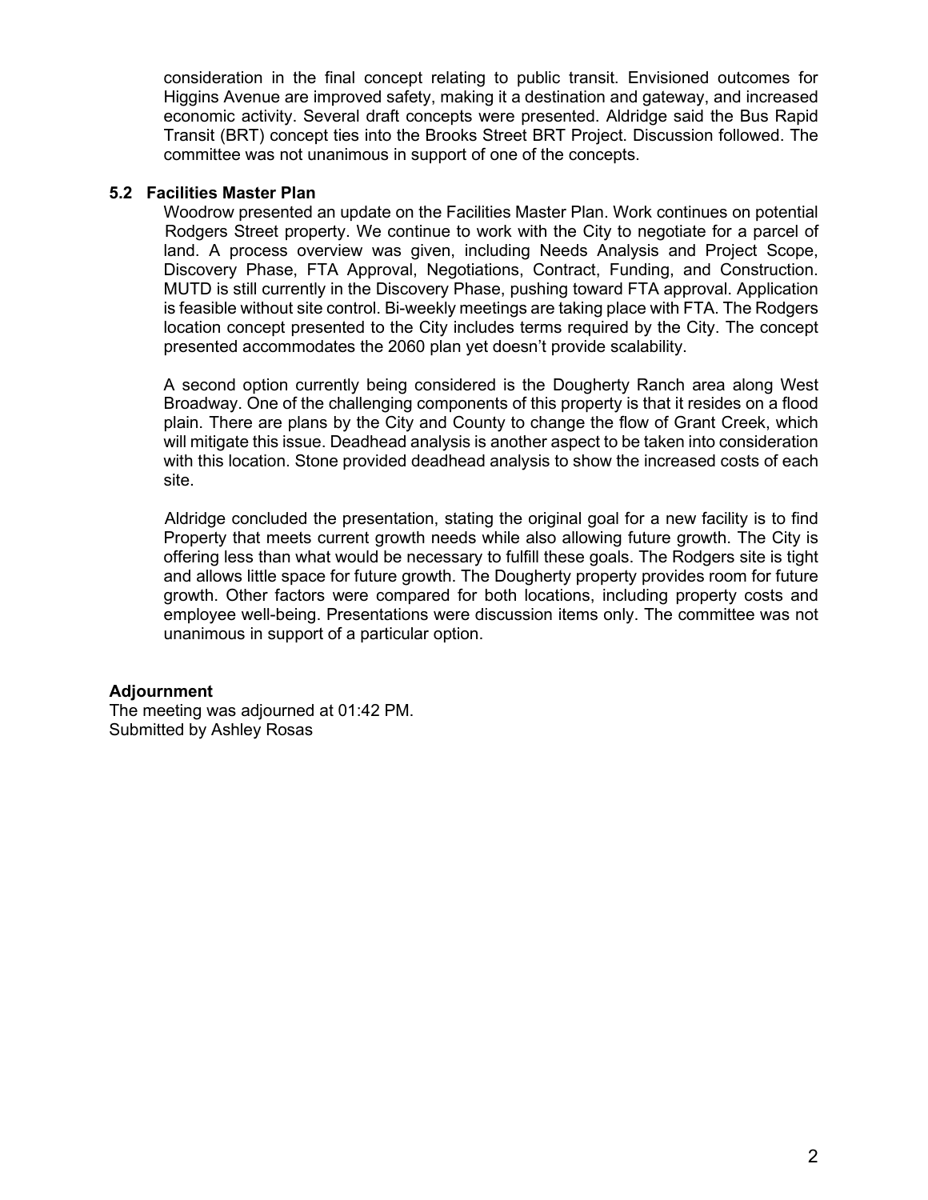consideration in the final concept relating to public transit. Envisioned outcomes for Higgins Avenue are improved safety, making it a destination and gateway, and increased economic activity. Several draft concepts were presented. Aldridge said the Bus Rapid Transit (BRT) concept ties into the Brooks Street BRT Project. Discussion followed. The committee was not unanimous in support of one of the concepts.

**5.2 Facilities Master Plan**

Woodrow presented an update on the Facilities Master Plan. Work continues on potential Rodgers Street property. We continue to work with the City to negotiate for a parcel of land. A process overview was given, including Needs Analysis and Project Scope, Discovery Phase, FTA Approval, Negotiations, Contract, Funding, and Construction. MUTD is still currently in the Discovery Phase, pushing toward FTA approval. Application is feasible without site control. Bi-weekly meetings are taking place with FTA. The Rodgers location concept presented to the City includes terms required by the City. The concept presented accommodates the 2060 plan yet doesn't provide scalability.

A second option currently being considered is the Dougherty Ranch area along West Broadway. One of the challenging components of this property is that it resides on a flood plain. There are plans by the City and County to change the flow of Grant Creek, which will mitigate this issue. Deadhead analysis is another aspect to be taken into consideration with this location. Stone provided deadhead analysis to show the increased costs of each site.

Aldridge concluded the presentation, stating the original goal for a new facility is to find Property that meets current growth needs while also allowing future growth. The City is offering less than what would be necessary to fulfill these goals. The Rodgers site is tight and allows little space for future growth. The Dougherty property provides room for future growth. Other factors were compared for both locations, including property costs and employee well-being. Presentations were discussion items only. The committee was not unanimous in support of a particular option.

**Adjournment**

The meeting was adjourned at 01:42 PM.
Submitted by Ashley Rosas